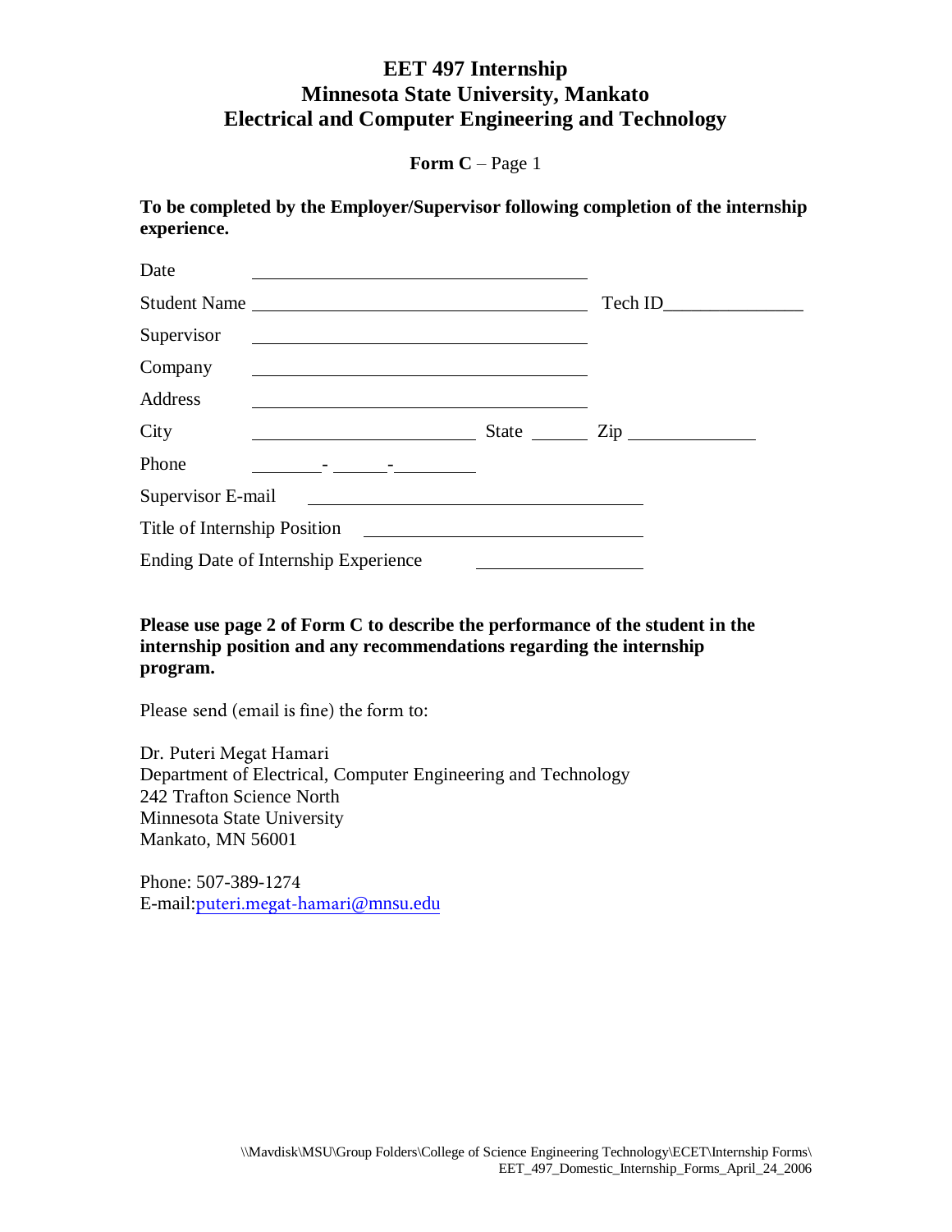# EET 497 Internship
# Minnesota State University, Mankato
# Electrical and Computer Engineering and Technology

**Form C** – Page 1

**To be completed by the Employer/Supervisor following completion of the internship experience.**

Date ______________________________

Student Name ______________________________ Tech ID______________

Supervisor ______________________________

Company ______________________________

Address ______________________________

City ____________________ State ______ Zip ____________

Phone _______-______-________

Supervisor E-mail ______________________________

Title of Internship Position ______________________________

Ending Date of Internship Experience ________________

**Please use page 2 of Form C to describe the performance of the student in the internship position and any recommendations regarding the internship program.**

Please send (email is fine) the form to:

Dr. Puteri Megat Hamari
Department of Electrical, Computer Engineering and Technology
242 Trafton Science North
Minnesota State University
Mankato, MN 56001

Phone: 507-389-1274
E-mail:puteri.megat-hamari@mnsu.edu

\\Mavdisk\MSU\Group Folders\College of Science Engineering Technology\ECET\Internship Forms\EET_497_Domestic_Internship_Forms_April_24_2006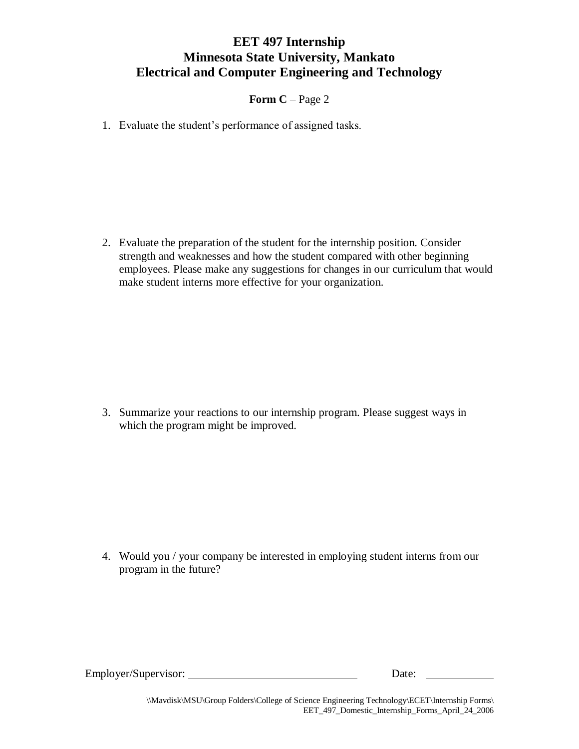# EET 497 Internship
# Minnesota State University, Mankato
# Electrical and Computer Engineering and Technology

**Form C** – Page 2

1. Evaluate the student's performance of assigned tasks.

2. Evaluate the preparation of the student for the internship position. Consider strength and weaknesses and how the student compared with other beginning employees. Please make any suggestions for changes in our curriculum that would make student interns more effective for your organization.

3. Summarize your reactions to our internship program. Please suggest ways in which the program might be improved.

4. Would you / your company be interested in employing student interns from our program in the future?

Employer/Supervisor: ______________________________ Date: ____________

\\Mavdisk\MSU\Group Folders\College of Science Engineering Technology\ECET\Internship Forms\EET_497_Domestic_Internship_Forms_April_24_2006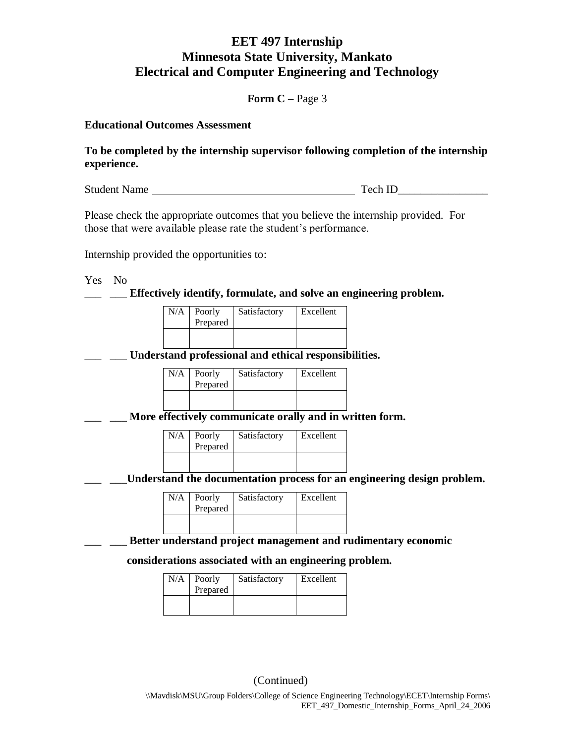# EET 497 Internship
# Minnesota State University, Mankato
# Electrical and Computer Engineering and Technology

**Form C –** Page 3

**Educational Outcomes Assessment**

**To be completed by the internship supervisor following completion of the internship experience.**

Student Name ____________________________________ Tech ID________________

Please check the appropriate outcomes that you believe the internship provided. For those that were available please rate the student's performance.

Internship provided the opportunities to:

Yes No

___ ___ **Effectively identify, formulate, and solve an engineering problem.**

| N/A | Poorly Prepared | Satisfactory | Excellent |
|---|---|---|---|
| | | | |

___ ___ **Understand professional and ethical responsibilities.**

| N/A | Poorly Prepared | Satisfactory | Excellent |
|---|---|---|---|
| | | | |

___ ___ **More effectively communicate orally and in written form.**

| N/A | Poorly Prepared | Satisfactory | Excellent |
|---|---|---|---|
| | | | |

___ ___**Understand the documentation process for an engineering design problem.**

| N/A | Poorly Prepared | Satisfactory | Excellent |
|---|---|---|---|
| | | | |

___ ___ **Better understand project management and rudimentary economic considerations associated with an engineering problem.**

| N/A | Poorly Prepared | Satisfactory | Excellent |
|---|---|---|---|
| | | | |

(Continued)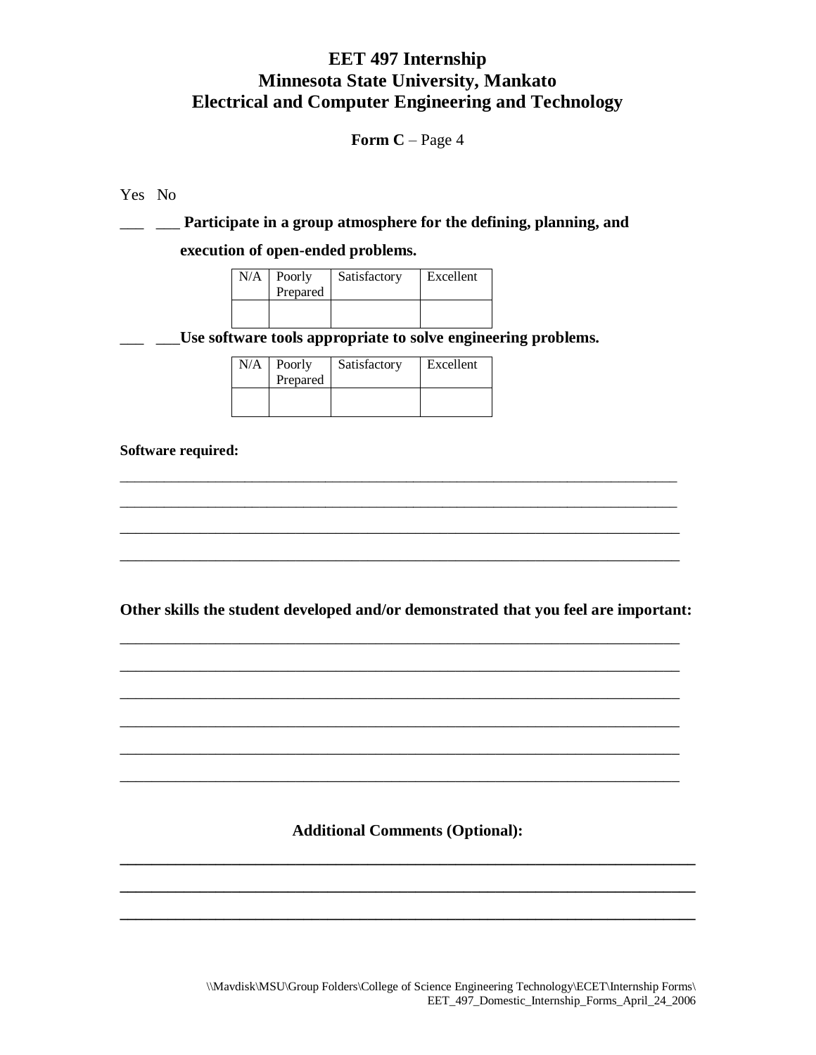# EET 497 Internship
# Minnesota State University, Mankato
# Electrical and Computer Engineering and Technology

**Form C** – Page 4

Yes No

___ ___ **Participate in a group atmosphere for the defining, planning, and execution of open-ended problems.**

| N/A | Poorly Prepared | Satisfactory | Excellent |
|---|---|---|---|
| | | | |

___ ___ **Use software tools appropriate to solve engineering problems.**

| N/A | Poorly Prepared | Satisfactory | Excellent |
|---|---|---|---|
| | | | |

**Software required:**

_____________________________________________________________________________

_____________________________________________________________________________

_____________________________________________________________________________

_____________________________________________________________________________

**Other skills the student developed and/or demonstrated that you feel are important:**

_____________________________________________________________________________

_____________________________________________________________________________

_____________________________________________________________________________

_____________________________________________________________________________

_____________________________________________________________________________

_____________________________________________________________________________

**Additional Comments (Optional):**

_____________________________________________________________________________

_____________________________________________________________________________

_____________________________________________________________________________

\\Mavdisk\MSU\Group Folders\College of Science Engineering Technology\ECET\Internship Forms\EET_497_Domestic_Internship_Forms_April_24_2006